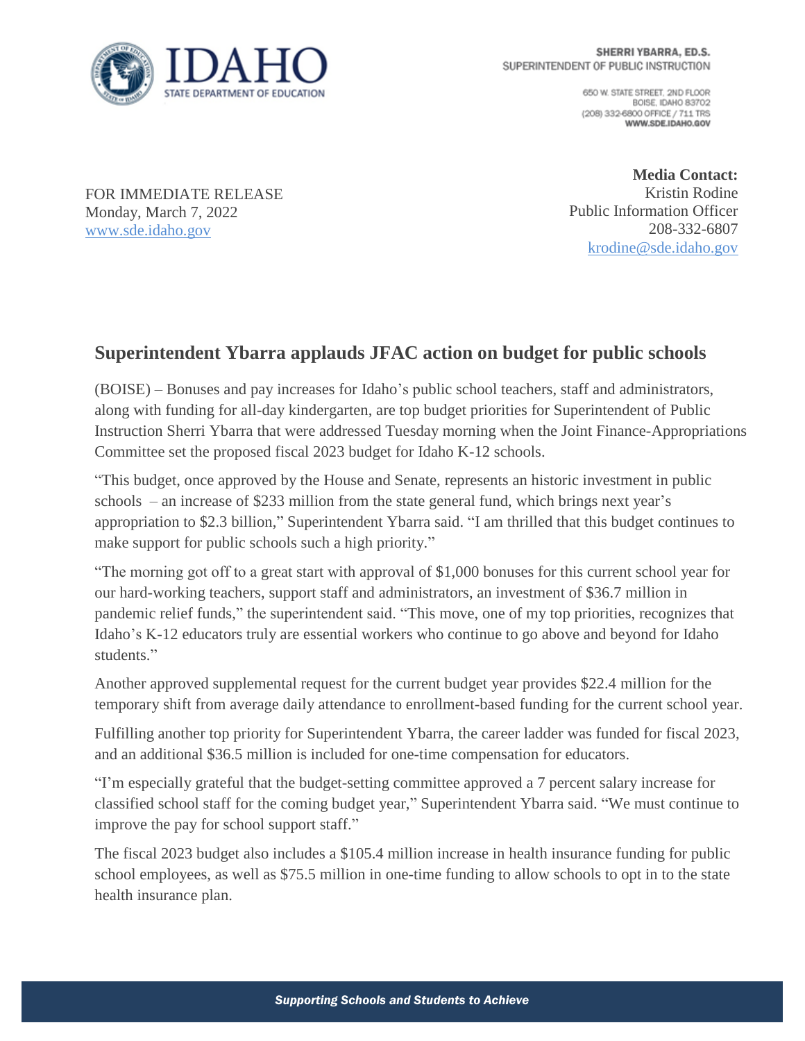SHERRI YBARRA, ED.S.
SUPERINTENDENT OF PUBLIC INSTRUCTION

650 W. STATE STREET, 2ND FLOOR
BOISE, IDAHO 83702
(208) 332-6800 OFFICE / 711 TRS
WWW.SDE.IDAHO.GOV

FOR IMMEDIATE RELEASE
Monday, March 7, 2022
www.sde.idaho.gov

**Media Contact:**
Kristin Rodine
Public Information Officer
208-332-6807
krodine@sde.idaho.gov

## Superintendent Ybarra applauds JFAC action on budget for public schools

(BOISE) – Bonuses and pay increases for Idaho's public school teachers, staff and administrators, along with funding for all-day kindergarten, are top budget priorities for Superintendent of Public Instruction Sherri Ybarra that were addressed Tuesday morning when the Joint Finance-Appropriations Committee set the proposed fiscal 2023 budget for Idaho K-12 schools.

"This budget, once approved by the House and Senate, represents an historic investment in public schools – an increase of $233 million from the state general fund, which brings next year's appropriation to $2.3 billion," Superintendent Ybarra said. "I am thrilled that this budget continues to make support for public schools such a high priority."

"The morning got off to a great start with approval of $1,000 bonuses for this current school year for our hard-working teachers, support staff and administrators, an investment of $36.7 million in pandemic relief funds," the superintendent said. "This move, one of my top priorities, recognizes that Idaho's K-12 educators truly are essential workers who continue to go above and beyond for Idaho students."

Another approved supplemental request for the current budget year provides $22.4 million for the temporary shift from average daily attendance to enrollment-based funding for the current school year.

Fulfilling another top priority for Superintendent Ybarra, the career ladder was funded for fiscal 2023, and an additional $36.5 million is included for one-time compensation for educators.

"I'm especially grateful that the budget-setting committee approved a 7 percent salary increase for classified school staff for the coming budget year," Superintendent Ybarra said. "We must continue to improve the pay for school support staff."

The fiscal 2023 budget also includes a $105.4 million increase in health insurance funding for public school employees, as well as $75.5 million in one-time funding to allow schools to opt in to the state health insurance plan.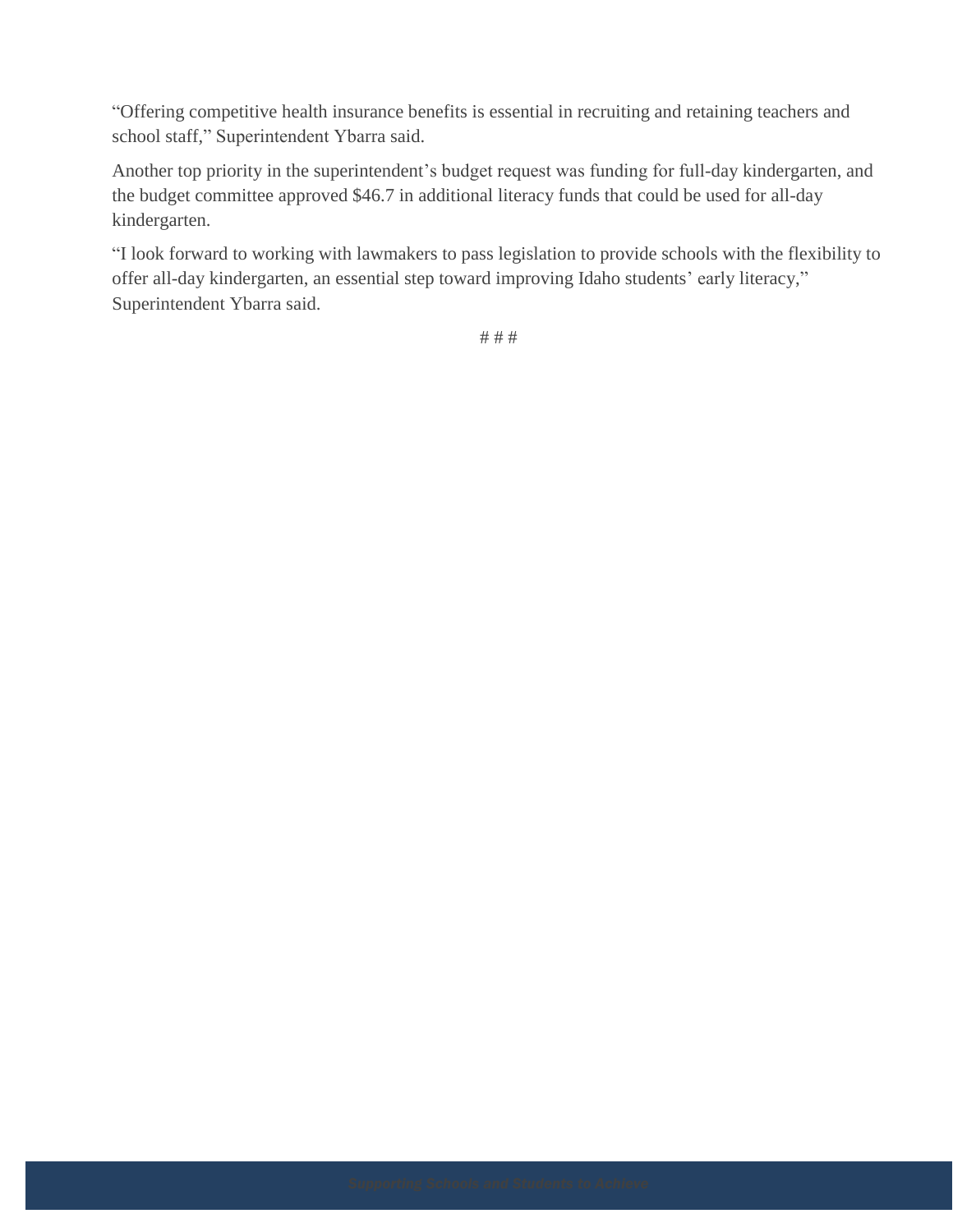"Offering competitive health insurance benefits is essential in recruiting and retaining teachers and school staff," Superintendent Ybarra said.

Another top priority in the superintendent's budget request was funding for full-day kindergarten, and the budget committee approved $46.7 in additional literacy funds that could be used for all-day kindergarten.

"I look forward to working with lawmakers to pass legislation to provide schools with the flexibility to offer all-day kindergarten, an essential step toward improving Idaho students' early literacy," Superintendent Ybarra said.

# # #